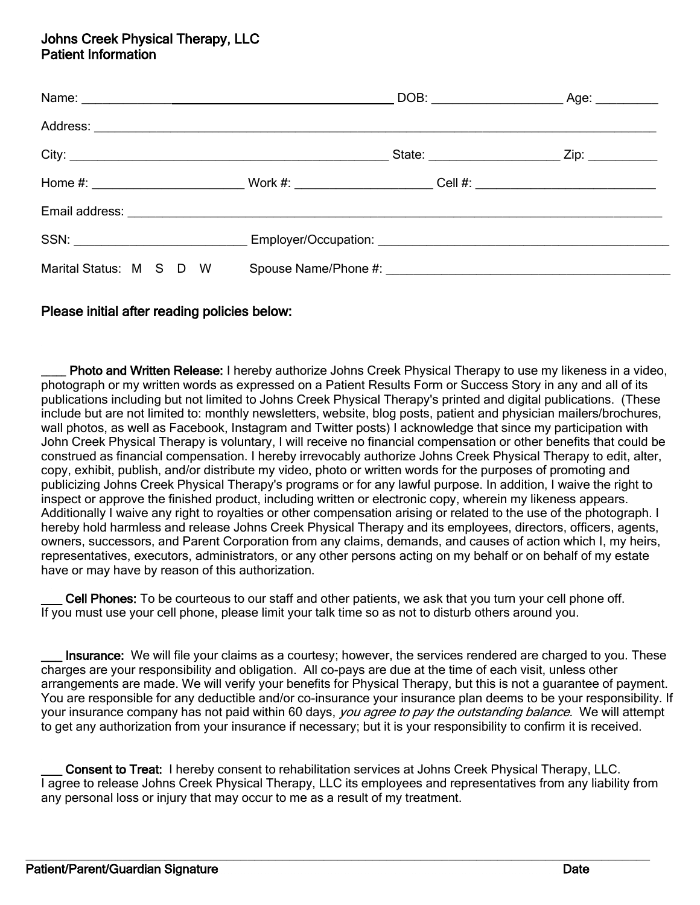## Johns Creek Physical Therapy, LLC
## Patient Information

Name: ______________________________________________________ DOB: ____________________ Age: __________

Address: ____________________________________________________________________________________________

City: ______________________________________________________ State: ____________________ Zip: ___________

Home #: ________________________ Work #: _____________________ Cell #: _____________________________

Email address: _________________________________________________________________________________________

SSN: ___________________________ Employer/Occupation: _____________________________________________

Marital Status: M S D W Spouse Name/Phone #: _____________________________________________

### Please initial after reading policies below:

____ **Photo and Written Release:** I hereby authorize Johns Creek Physical Therapy to use my likeness in a video, photograph or my written words as expressed on a Patient Results Form or Success Story in any and all of its publications including but not limited to Johns Creek Physical Therapy's printed and digital publications. (These include but are not limited to: monthly newsletters, website, blog posts, patient and physician mailers/brochures, wall photos, as well as Facebook, Instagram and Twitter posts) I acknowledge that since my participation with John Creek Physical Therapy is voluntary, I will receive no financial compensation or other benefits that could be construed as financial compensation. I hereby irrevocably authorize Johns Creek Physical Therapy to edit, alter, copy, exhibit, publish, and/or distribute my video, photo or written words for the purposes of promoting and publicizing Johns Creek Physical Therapy's programs or for any lawful purpose. In addition, I waive the right to inspect or approve the finished product, including written or electronic copy, wherein my likeness appears. Additionally I waive any right to royalties or other compensation arising or related to the use of the photograph. I hereby hold harmless and release Johns Creek Physical Therapy and its employees, directors, officers, agents, owners, successors, and Parent Corporation from any claims, demands, and causes of action which I, my heirs, representatives, executors, administrators, or any other persons acting on my behalf or on behalf of my estate have or may have by reason of this authorization.

___ **Cell Phones:** To be courteous to our staff and other patients, we ask that you turn your cell phone off. If you must use your cell phone, please limit your talk time so as not to disturb others around you.

___ **Insurance:** We will file your claims as a courtesy; however, the services rendered are charged to you. These charges are your responsibility and obligation. All co-pays are due at the time of each visit, unless other arrangements are made. We will verify your benefits for Physical Therapy, but this is not a guarantee of payment. You are responsible for any deductible and/or co-insurance your insurance plan deems to be your responsibility. If your insurance company has not paid within 60 days, *you agree to pay the outstanding balance.* We will attempt to get any authorization from your insurance if necessary; but it is your responsibility to confirm it is received.

___ **Consent to Treat:** I hereby consent to rehabilitation services at Johns Creek Physical Therapy, LLC. I agree to release Johns Creek Physical Therapy, LLC its employees and representatives from any liability from any personal loss or injury that may occur to me as a result of my treatment.

_____________________________________________________________________________________________

**Patient/Parent/Guardian Signature** **Date**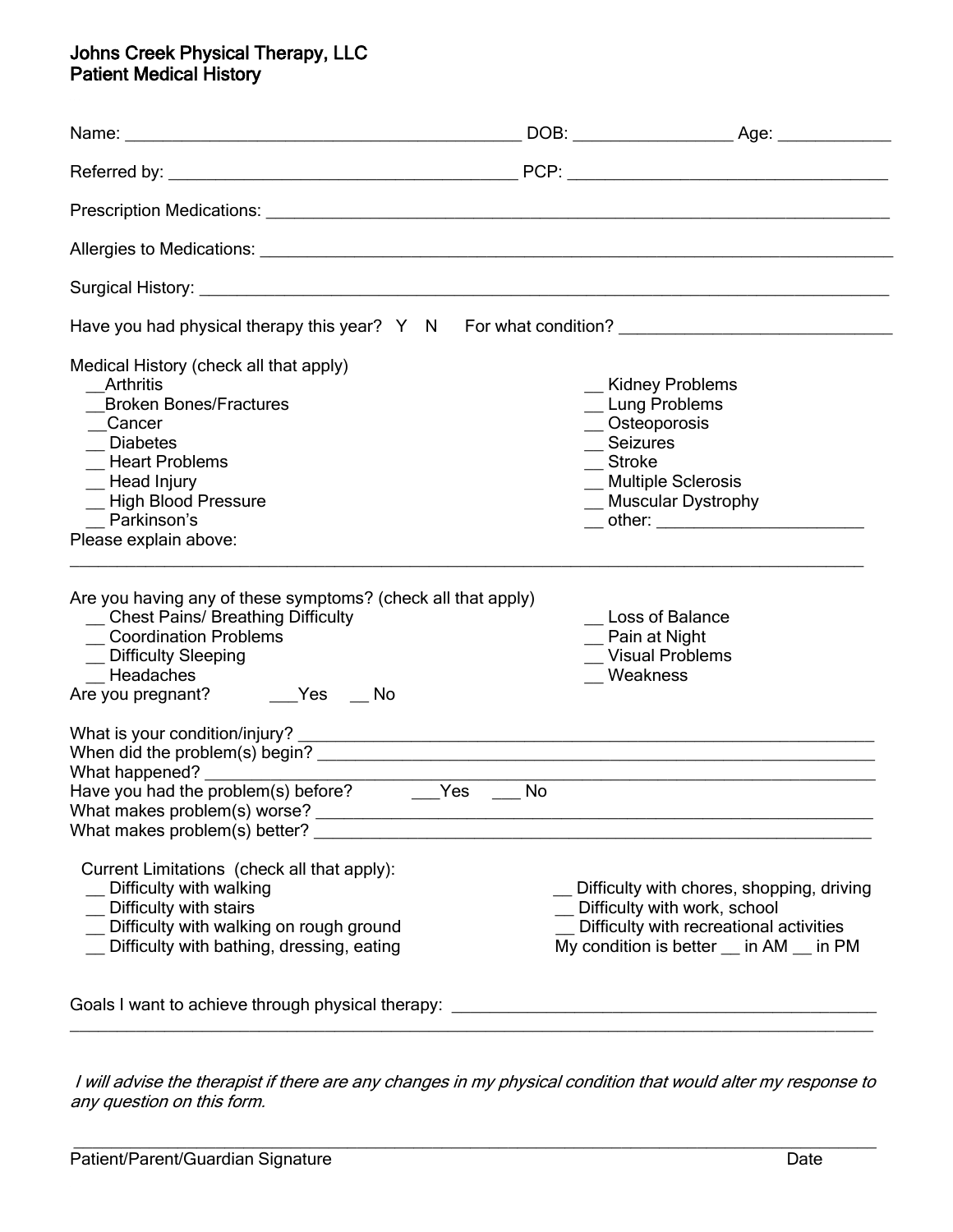**Johns Creek Physical Therapy, LLC**
**Patient Medical History**

Name: ___________________________________________ DOB: _________________ Age: ____________

Referred by: _______________________________________ PCP: ___________________________________

Prescription Medications: ______________________________________________________________________

Allergies to Medications: ______________________________________________________________________

Surgical History: _____________________________________________________________________________

Have you had physical therapy this year? Y N For what condition? ______________________________

Medical History (check all that apply)

- __Arthritis
- __Broken Bones/Fractures
- __Cancer
- __ Diabetes
- __ Heart Problems
- __ Head Injury
- __ High Blood Pressure
- __ Parkinson's
- __ Kidney Problems
- __ Lung Problems
- __ Osteoporosis
- __ Seizures
- __ Stroke
- __ Multiple Sclerosis
- __ Muscular Dystrophy
- __ other: _______________________

Please explain above:
_____________________________________________________________________________________________

Are you having any of these symptoms? (check all that apply)

- __ Chest Pains/ Breathing Difficulty
- __ Coordination Problems
- __ Difficulty Sleeping
- __ Headaches
- __ Loss of Balance
- __ Pain at Night
- __ Visual Problems
- __ Weakness

Are you pregnant? ___Yes __ No

What is your condition/injury? ______________________________________________________________
When did the problem(s) begin? _____________________________________________________________
What happened? _____________________________________________________________________________
Have you had the problem(s) before? ___Yes ___ No
What makes problem(s) worse? _______________________________________________________________
What makes problem(s) better? ______________________________________________________________

Current Limitations (check all that apply):

- __ Difficulty with walking
- __ Difficulty with stairs
- __ Difficulty with walking on rough ground
- __ Difficulty with bathing, dressing, eating
- __ Difficulty with chores, shopping, driving
- __ Difficulty with work, school
- __ Difficulty with recreational activities

My condition is better __ in AM __ in PM

Goals I want to achieve through physical therapy: ___________________________________________
_____________________________________________________________________________________________

*I will advise the therapist if there are any changes in my physical condition that would alter my response to any question on this form.*

_____________________________________________________________________________________________
Patient/Parent/Guardian Signature Date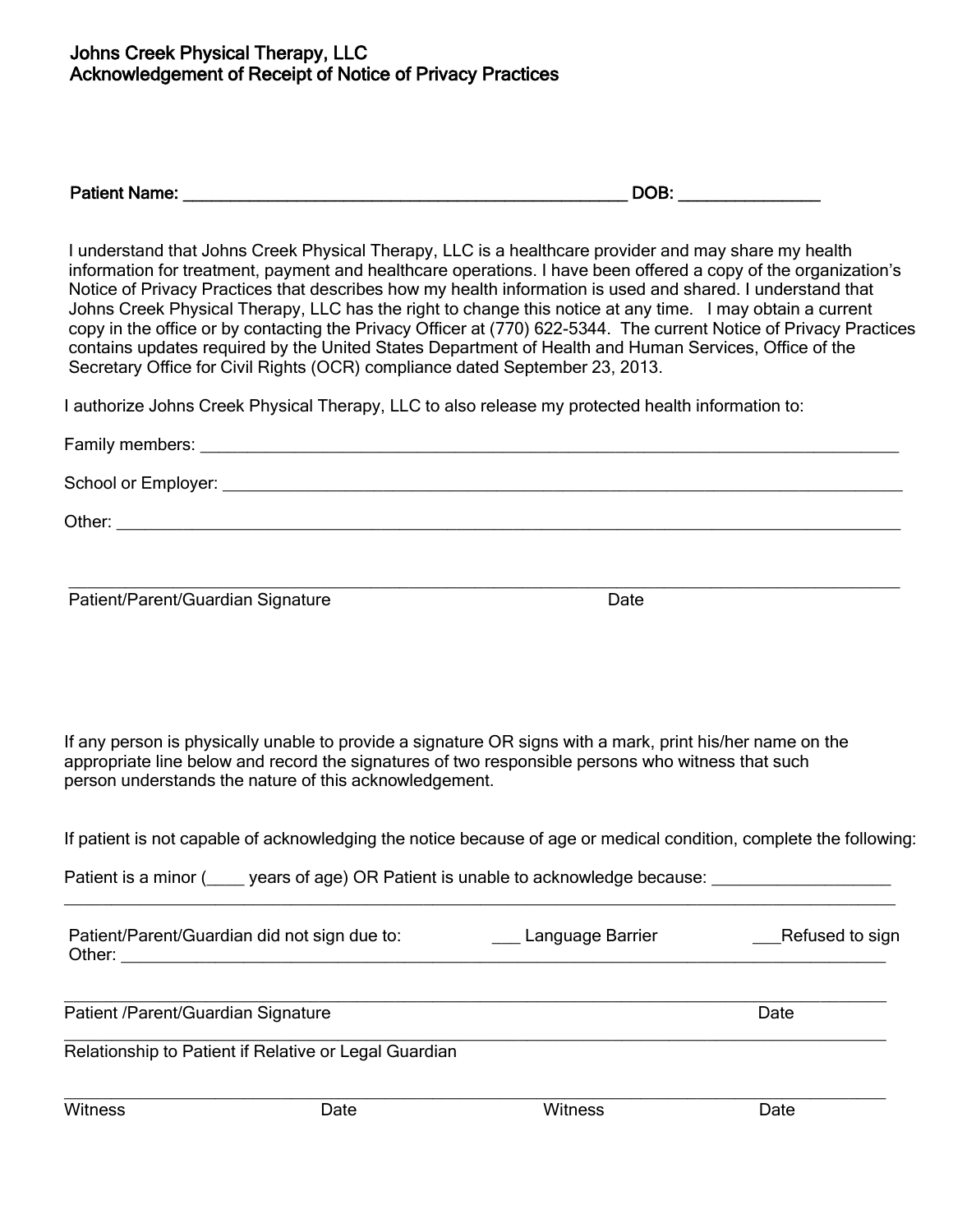## Johns Creek Physical Therapy, LLC
## Acknowledgement of Receipt of Notice of Privacy Practices

**Patient Name:** ________________________________________________ **DOB:** _______________

I understand that Johns Creek Physical Therapy, LLC is a healthcare provider and may share my health information for treatment, payment and healthcare operations. I have been offered a copy of the organization's Notice of Privacy Practices that describes how my health information is used and shared. I understand that Johns Creek Physical Therapy, LLC has the right to change this notice at any time. I may obtain a current copy in the office or by contacting the Privacy Officer at (770) 622-5344. The current Notice of Privacy Practices contains updates required by the United States Department of Health and Human Services, Office of the Secretary Office for Civil Rights (OCR) compliance dated September 23, 2013.

I authorize Johns Creek Physical Therapy, LLC to also release my protected health information to:

Family members: ____________________________________________________________________________

School or Employer: _________________________________________________________________________

Other: _____________________________________________________________________________________

_____________________________________________________________________________________________
Patient/Parent/Guardian Signature                                        Date

If any person is physically unable to provide a signature OR signs with a mark, print his/her name on the appropriate line below and record the signatures of two responsible persons who witness that such person understands the nature of this acknowledgement.

If patient is not capable of acknowledging the notice because of age or medical condition, complete the following:

Patient is a minor (____ years of age) OR Patient is unable to acknowledge because: ___________________
_____________________________________________________________________________________________

Patient/Parent/Guardian did not sign due to:    ___ Language Barrier    ___Refused to sign
Other: _____________________________________________________________________________________

_____________________________________________________________________________________________
Patient /Parent/Guardian Signature                                        Date

_____________________________________________________________________________________________
Relationship to Patient if Relative or Legal Guardian

_____________________________________________________________________________________________
Witness                Date                Witness                Date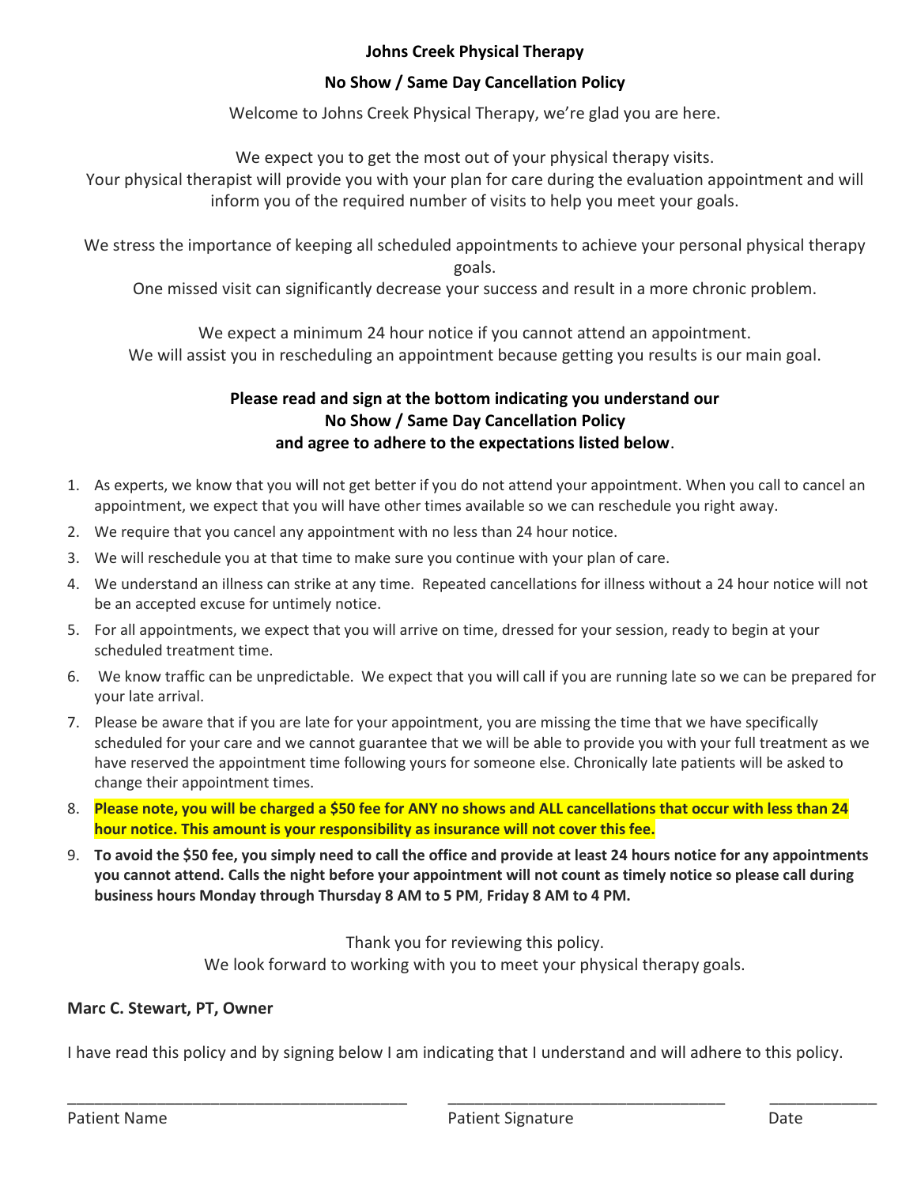# Johns Creek Physical Therapy

## No Show / Same Day Cancellation Policy

Welcome to Johns Creek Physical Therapy, we're glad you are here.

We expect you to get the most out of your physical therapy visits.
Your physical therapist will provide you with your plan for care during the evaluation appointment and will inform you of the required number of visits to help you meet your goals.

We stress the importance of keeping all scheduled appointments to achieve your personal physical therapy goals.
One missed visit can significantly decrease your success and result in a more chronic problem.

We expect a minimum 24 hour notice if you cannot attend an appointment.
We will assist you in rescheduling an appointment because getting you results is our main goal.

**Please read and sign at the bottom indicating you understand our No Show / Same Day Cancellation Policy and agree to adhere to the expectations listed below**.

1. As experts, we know that you will not get better if you do not attend your appointment. When you call to cancel an appointment, we expect that you will have other times available so we can reschedule you right away.
2. We require that you cancel any appointment with no less than 24 hour notice.
3. We will reschedule you at that time to make sure you continue with your plan of care.
4. We understand an illness can strike at any time. Repeated cancellations for illness without a 24 hour notice will not be an accepted excuse for untimely notice.
5. For all appointments, we expect that you will arrive on time, dressed for your session, ready to begin at your scheduled treatment time.
6. We know traffic can be unpredictable. We expect that you will call if you are running late so we can be prepared for your late arrival.
7. Please be aware that if you are late for your appointment, you are missing the time that we have specifically scheduled for your care and we cannot guarantee that we will be able to provide you with your full treatment as we have reserved the appointment time following yours for someone else. Chronically late patients will be asked to change their appointment times.
8. **Please note, you will be charged a $50 fee for ANY no shows and ALL cancellations that occur with less than 24 hour notice. This amount is your responsibility as insurance will not cover this fee.**
9. **To avoid the $50 fee, you simply need to call the office and provide at least 24 hours notice for any appointments you cannot attend. Calls the night before your appointment will not count as timely notice so please call during business hours Monday through Thursday 8 AM to 5 PM**, **Friday 8 AM to 4 PM.**

Thank you for reviewing this policy.
We look forward to working with you to meet your physical therapy goals.

**Marc C. Stewart, PT, Owner**

I have read this policy and by signing below I am indicating that I understand and will adhere to this policy.

| | | |
|---|---|---|
| ______________________________ | ______________________________ | __________ |
| Patient Name | Patient Signature | Date |